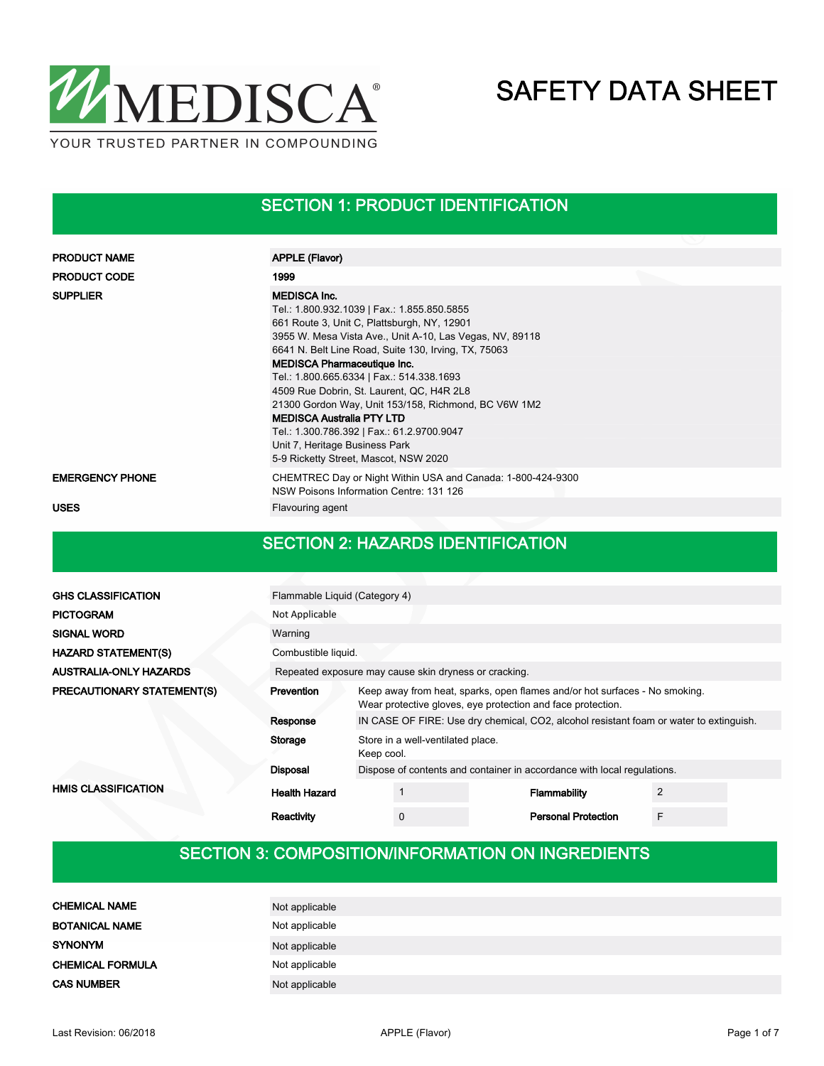MEDISCA®

YOUR TRUSTED PARTNER IN COMPOUNDING

# SAFETY DATA SHEET

## SECTION 1: PRODUCT IDENTIFICATION

| | |
|---|---|
| **PRODUCT NAME** | **APPLE (Flavor)** |
| **PRODUCT CODE** | **1999** |
| **SUPPLIER** | **MEDISCA Inc.**<br>Tel.: 1.800.932.1039 \| Fax.: 1.855.850.5855<br>661 Route 3, Unit C, Plattsburgh, NY, 12901<br>3955 W. Mesa Vista Ave., Unit A-10, Las Vegas, NV, 89118<br>6641 N. Belt Line Road, Suite 130, Irving, TX, 75063<br>**MEDISCA Pharmaceutique Inc.**<br>Tel.: 1.800.665.6334 \| Fax.: 514.338.1693<br>4509 Rue Dobrin, St. Laurent, QC, H4R 2L8<br>21300 Gordon Way, Unit 153/158, Richmond, BC V6W 1M2<br>**MEDISCA Australia PTY LTD**<br>Tel.: 1.300.786.392 \| Fax.: 61.2.9700.9047<br>Unit 7, Heritage Business Park<br>5-9 Ricketty Street, Mascot, NSW 2020 |
| **EMERGENCY PHONE** | CHEMTREC Day or Night Within USA and Canada: 1-800-424-9300<br>NSW Poisons Information Centre: 131 126 |
| **USES** | Flavouring agent |

## SECTION 2: HAZARDS IDENTIFICATION

| | |
|---|---|
| **GHS CLASSIFICATION** | Flammable Liquid (Category 4) |
| **PICTOGRAM** | Not Applicable |
| **SIGNAL WORD** | Warning |
| **HAZARD STATEMENT(S)** | Combustible liquid. |
| **AUSTRALIA-ONLY HAZARDS** | Repeated exposure may cause skin dryness or cracking. |

**PRECAUTIONARY STATEMENT(S)**

| | |
|---|---|
| **Prevention** | Keep away from heat, sparks, open flames and/or hot surfaces - No smoking.<br>Wear protective gloves, eye protection and face protection. |
| **Response** | IN CASE OF FIRE: Use dry chemical, CO2, alcohol resistant foam or water to extinguish. |
| **Storage** | Store in a well-ventilated place.<br>Keep cool. |
| **Disposal** | Dispose of contents and container in accordance with local regulations. |

**HMIS CLASSIFICATION**

| | | | |
|---|---|---|---|
| **Health Hazard** | 1 | **Flammability** | 2 |
| **Reactivity** | 0 | **Personal Protection** | F |

## SECTION 3: COMPOSITION/INFORMATION ON INGREDIENTS

| | |
|---|---|
| **CHEMICAL NAME** | Not applicable |
| **BOTANICAL NAME** | Not applicable |
| **SYNONYM** | Not applicable |
| **CHEMICAL FORMULA** | Not applicable |
| **CAS NUMBER** | Not applicable |

Last Revision: 06/2018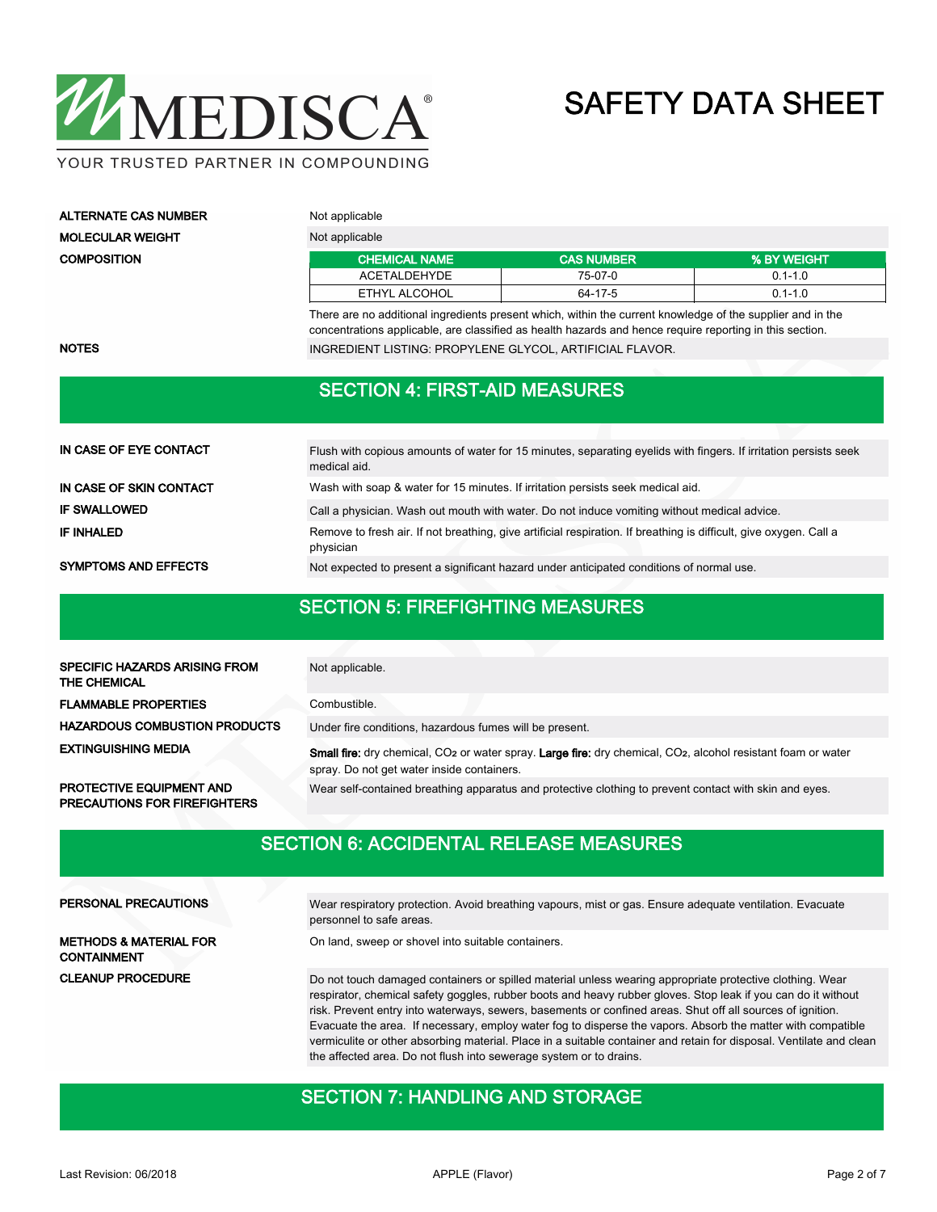**ALTERNATE CAS NUMBER** Not applicable

**MOLECULAR WEIGHT** Not applicable

**COMPOSITION**

| CHEMICAL NAME | CAS NUMBER | % BY WEIGHT |
|---|---|---|
| ACETALDEHYDE | 75-07-0 | 0.1-1.0 |
| ETHYL ALCOHOL | 64-17-5 | 0.1-1.0 |

There are no additional ingredients present which, within the current knowledge of the supplier and in the concentrations applicable, are classified as health hazards and hence require reporting in this section.

**NOTES** INGREDIENT LISTING: PROPYLENE GLYCOL, ARTIFICIAL FLAVOR.

## SECTION 4: FIRST-AID MEASURES

**IN CASE OF EYE CONTACT** Flush with copious amounts of water for 15 minutes, separating eyelids with fingers. If irritation persists seek medical aid.

**IN CASE OF SKIN CONTACT** Wash with soap & water for 15 minutes. If irritation persists seek medical aid.

**IF SWALLOWED** Call a physician. Wash out mouth with water. Do not induce vomiting without medical advice.

**IF INHALED** Remove to fresh air. If not breathing, give artificial respiration. If breathing is difficult, give oxygen. Call a physician

**SYMPTOMS AND EFFECTS** Not expected to present a significant hazard under anticipated conditions of normal use.

## SECTION 5: FIREFIGHTING MEASURES

**SPECIFIC HAZARDS ARISING FROM THE CHEMICAL** Not applicable.

**FLAMMABLE PROPERTIES** Combustible.

**HAZARDOUS COMBUSTION PRODUCTS** Under fire conditions, hazardous fumes will be present.

**EXTINGUISHING MEDIA** **Small fire:** dry chemical, $CO_2$ or water spray. **Large fire:** dry chemical, $CO_2$, alcohol resistant foam or water spray. Do not get water inside containers.

**PROTECTIVE EQUIPMENT AND PRECAUTIONS FOR FIREFIGHTERS** Wear self-contained breathing apparatus and protective clothing to prevent contact with skin and eyes.

## SECTION 6: ACCIDENTAL RELEASE MEASURES

**PERSONAL PRECAUTIONS** Wear respiratory protection. Avoid breathing vapours, mist or gas. Ensure adequate ventilation. Evacuate personnel to safe areas.

**METHODS & MATERIAL FOR CONTAINMENT** On land, sweep or shovel into suitable containers.

**CLEANUP PROCEDURE** Do not touch damaged containers or spilled material unless wearing appropriate protective clothing. Wear respirator, chemical safety goggles, rubber boots and heavy rubber gloves. Stop leak if you can do it without risk. Prevent entry into waterways, sewers, basements or confined areas. Shut off all sources of ignition. Evacuate the area. If necessary, employ water fog to disperse the vapors. Absorb the matter with compatible vermiculite or other absorbing material. Place in a suitable container and retain for disposal. Ventilate and clean the affected area. Do not flush into sewerage system or to drains.

## SECTION 7: HANDLING AND STORAGE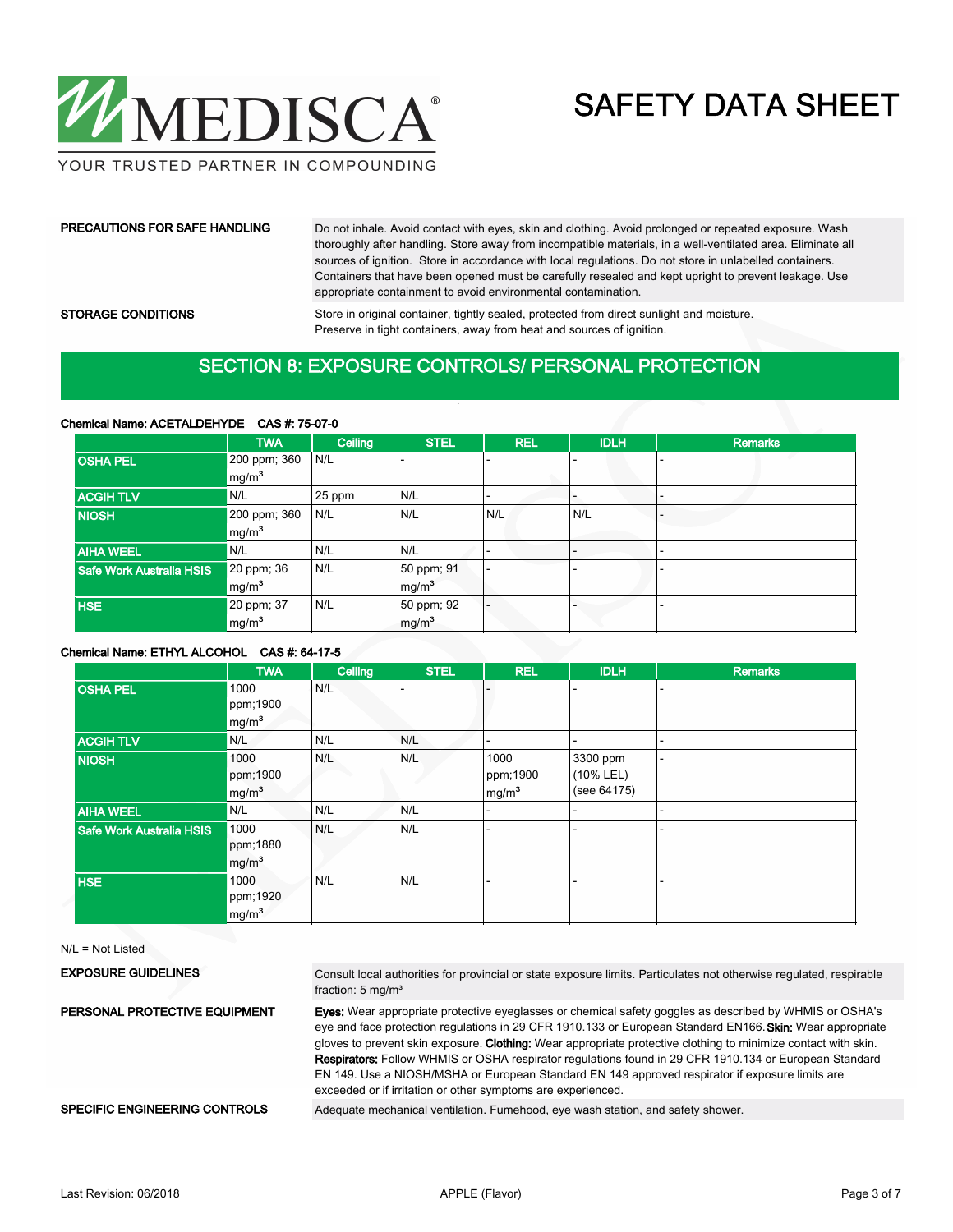**PRECAUTIONS FOR SAFE HANDLING**

Do not inhale. Avoid contact with eyes, skin and clothing. Avoid prolonged or repeated exposure. Wash thoroughly after handling. Store away from incompatible materials, in a well-ventilated area. Eliminate all sources of ignition. Store in accordance with local regulations. Do not store in unlabelled containers. Containers that have been opened must be carefully resealed and kept upright to prevent leakage. Use appropriate containment to avoid environmental contamination.

**STORAGE CONDITIONS**

Store in original container, tightly sealed, protected from direct sunlight and moisture. Preserve in tight containers, away from heat and sources of ignition.

## SECTION 8: EXPOSURE CONTROLS/ PERSONAL PROTECTION

**Chemical Name: ACETALDEHYDE CAS #: 75-07-0**

| | TWA | Ceiling | STEL | REL | IDLH | Remarks |
|---|---|---|---|---|---|---|
| OSHA PEL | 200 ppm; 360 $mg/m^3$ | N/L | - | - | - | - |
| ACGIH TLV | N/L | 25 ppm | N/L | - | - | - |
| NIOSH | 200 ppm; 360 $mg/m^3$ | N/L | N/L | N/L | N/L | - |
| AIHA WEEL | N/L | N/L | N/L | - | - | - |
| Safe Work Australia HSIS | 20 ppm; 36 $mg/m^3$ | N/L | 50 ppm; 91 $mg/m^3$ | - | - | - |
| HSE | 20 ppm; 37 $mg/m^3$ | N/L | 50 ppm; 92 $mg/m^3$ | - | - | - |

**Chemical Name: ETHYL ALCOHOL CAS #: 64-17-5**

| | TWA | Ceiling | STEL | REL | IDLH | Remarks |
|---|---|---|---|---|---|---|
| OSHA PEL | 1000 ppm;1900 $mg/m^3$ | N/L | - | - | - | - |
| ACGIH TLV | N/L | N/L | N/L | - | - | - |
| NIOSH | 1000 ppm;1900 $mg/m^3$ | N/L | N/L | 1000 ppm;1900 $mg/m^3$ | 3300 ppm (10% LEL) (see 64175) | - |
| AIHA WEEL | N/L | N/L | N/L | - | - | - |
| Safe Work Australia HSIS | 1000 ppm;1880 $mg/m^3$ | N/L | N/L | - | - | - |
| HSE | 1000 ppm;1920 $mg/m^3$ | N/L | N/L | - | - | - |

N/L = Not Listed

**EXPOSURE GUIDELINES**

Consult local authorities for provincial or state exposure limits. Particulates not otherwise regulated, respirable fraction: 5 $mg/m^3$

**PERSONAL PROTECTIVE EQUIPMENT**

**Eyes:** Wear appropriate protective eyeglasses or chemical safety goggles as described by WHMIS or OSHA's eye and face protection regulations in 29 CFR 1910.133 or European Standard EN166. **Skin:** Wear appropriate gloves to prevent skin exposure. **Clothing:** Wear appropriate protective clothing to minimize contact with skin. **Respirators:** Follow WHMIS or OSHA respirator regulations found in 29 CFR 1910.134 or European Standard EN 149. Use a NIOSH/MSHA or European Standard EN 149 approved respirator if exposure limits are exceeded or if irritation or other symptoms are experienced.

**SPECIFIC ENGINEERING CONTROLS**

Adequate mechanical ventilation. Fumehood, eye wash station, and safety shower.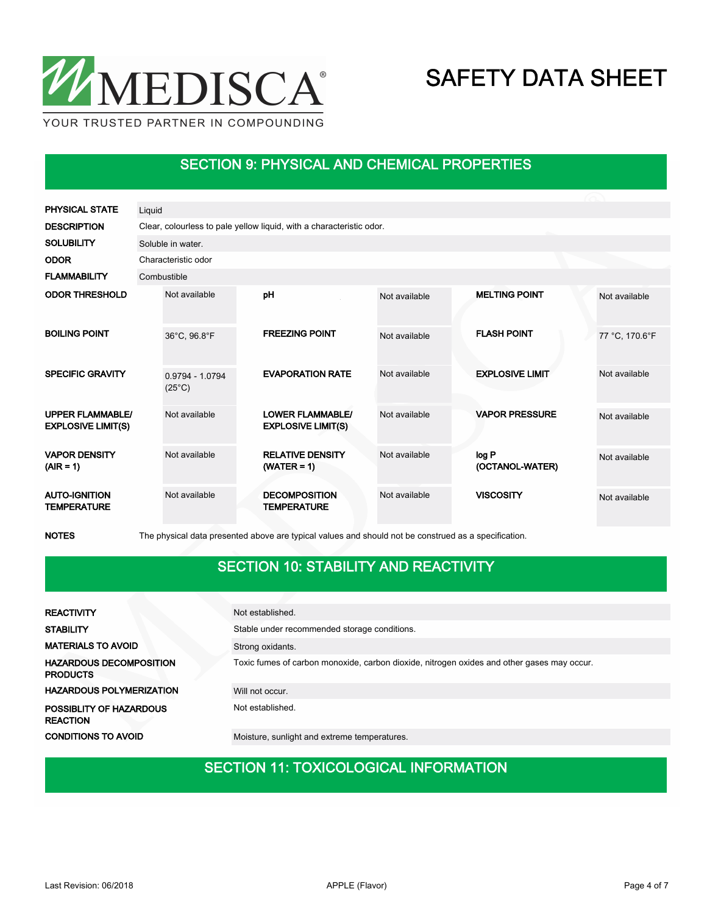## SECTION 9: PHYSICAL AND CHEMICAL PROPERTIES

| | |
|---|---|
| **PHYSICAL STATE** | Liquid |
| **DESCRIPTION** | Clear, colourless to pale yellow liquid, with a characteristic odor. |
| **SOLUBILITY** | Soluble in water. |
| **ODOR** | Characteristic odor |
| **FLAMMABILITY** | Combustible |

| | | | | | |
|---|---|---|---|---|---|
| **ODOR THRESHOLD** | Not available | **pH** | Not available | **MELTING POINT** | Not available |
| **BOILING POINT** | 36°C, 96.8°F | **FREEZING POINT** | Not available | **FLASH POINT** | 77 °C, 170.6°F |
| **SPECIFIC GRAVITY** | 0.9794 - 1.0794 (25°C) | **EVAPORATION RATE** | Not available | **EXPLOSIVE LIMIT** | Not available |
| **UPPER FLAMMABLE/ EXPLOSIVE LIMIT(S)** | Not available | **LOWER FLAMMABLE/ EXPLOSIVE LIMIT(S)** | Not available | **VAPOR PRESSURE** | Not available |
| **VAPOR DENSITY (AIR = 1)** | Not available | **RELATIVE DENSITY (WATER = 1)** | Not available | **log P (OCTANOL-WATER)** | Not available |
| **AUTO-IGNITION TEMPERATURE** | Not available | **DECOMPOSITION TEMPERATURE** | Not available | **VISCOSITY** | Not available |

**NOTES** The physical data presented above are typical values and should not be construed as a specification.

## SECTION 10: STABILITY AND REACTIVITY

| | |
|---|---|
| **REACTIVITY** | Not established. |
| **STABILITY** | Stable under recommended storage conditions. |
| **MATERIALS TO AVOID** | Strong oxidants. |
| **HAZARDOUS DECOMPOSITION PRODUCTS** | Toxic fumes of carbon monoxide, carbon dioxide, nitrogen oxides and other gases may occur. |
| **HAZARDOUS POLYMERIZATION** | Will not occur. |
| **POSSIBLITY OF HAZARDOUS REACTION** | Not established. |
| **CONDITIONS TO AVOID** | Moisture, sunlight and extreme temperatures. |

## SECTION 11: TOXICOLOGICAL INFORMATION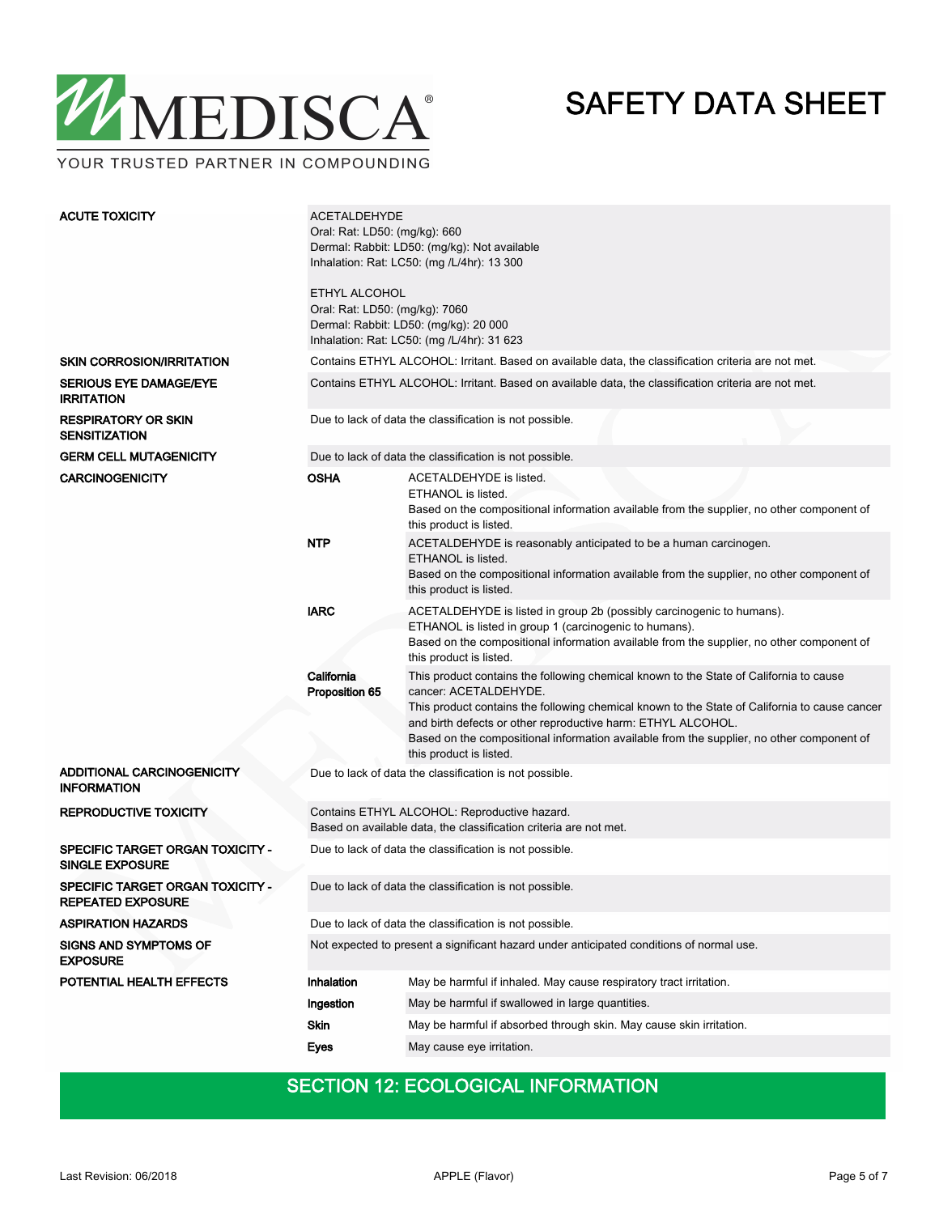| | | |
|---|---|---|
| **ACUTE TOXICITY** | ACETALDEHYDE<br>Oral: Rat: LD50: (mg/kg): 660<br>Dermal: Rabbit: LD50: (mg/kg): Not available<br>Inhalation: Rat: LC50: (mg /L/4hr): 13 300<br><br>ETHYL ALCOHOL<br>Oral: Rat: LD50: (mg/kg): 7060<br>Dermal: Rabbit: LD50: (mg/kg): 20 000<br>Inhalation: Rat: LC50: (mg /L/4hr): 31 623 | |
| **SKIN CORROSION/IRRITATION** | Contains ETHYL ALCOHOL: Irritant. Based on available data, the classification criteria are not met. | |
| **SERIOUS EYE DAMAGE/EYE IRRITATION** | Contains ETHYL ALCOHOL: Irritant. Based on available data, the classification criteria are not met. | |
| **RESPIRATORY OR SKIN SENSITIZATION** | Due to lack of data the classification is not possible. | |
| **GERM CELL MUTAGENICITY** | Due to lack of data the classification is not possible. | |
| **CARCINOGENICITY** | **OSHA** | ACETALDEHYDE is listed.<br>ETHANOL is listed.<br>Based on the compositional information available from the supplier, no other component of this product is listed. |
| | **NTP** | ACETALDEHYDE is reasonably anticipated to be a human carcinogen.<br>ETHANOL is listed.<br>Based on the compositional information available from the supplier, no other component of this product is listed. |
| | **IARC** | ACETALDEHYDE is listed in group 2b (possibly carcinogenic to humans).<br>ETHANOL is listed in group 1 (carcinogenic to humans).<br>Based on the compositional information available from the supplier, no other component of this product is listed. |
| | **California Proposition 65** | This product contains the following chemical known to the State of California to cause cancer: ACETALDEHYDE.<br>This product contains the following chemical known to the State of California to cause cancer and birth defects or other reproductive harm: ETHYL ALCOHOL.<br>Based on the compositional information available from the supplier, no other component of this product is listed. |
| **ADDITIONAL CARCINOGENICITY INFORMATION** | Due to lack of data the classification is not possible. | |
| **REPRODUCTIVE TOXICITY** | Contains ETHYL ALCOHOL: Reproductive hazard.<br>Based on available data, the classification criteria are not met. | |
| **SPECIFIC TARGET ORGAN TOXICITY - SINGLE EXPOSURE** | Due to lack of data the classification is not possible. | |
| **SPECIFIC TARGET ORGAN TOXICITY - REPEATED EXPOSURE** | Due to lack of data the classification is not possible. | |
| **ASPIRATION HAZARDS** | Due to lack of data the classification is not possible. | |
| **SIGNS AND SYMPTOMS OF EXPOSURE** | Not expected to present a significant hazard under anticipated conditions of normal use. | |
| **POTENTIAL HEALTH EFFECTS** | **Inhalation** | May be harmful if inhaled. May cause respiratory tract irritation. |
| | **Ingestion** | May be harmful if swallowed in large quantities. |
| | **Skin** | May be harmful if absorbed through skin. May cause skin irritation. |
| | **Eyes** | May cause eye irritation. |

## SECTION 12: ECOLOGICAL INFORMATION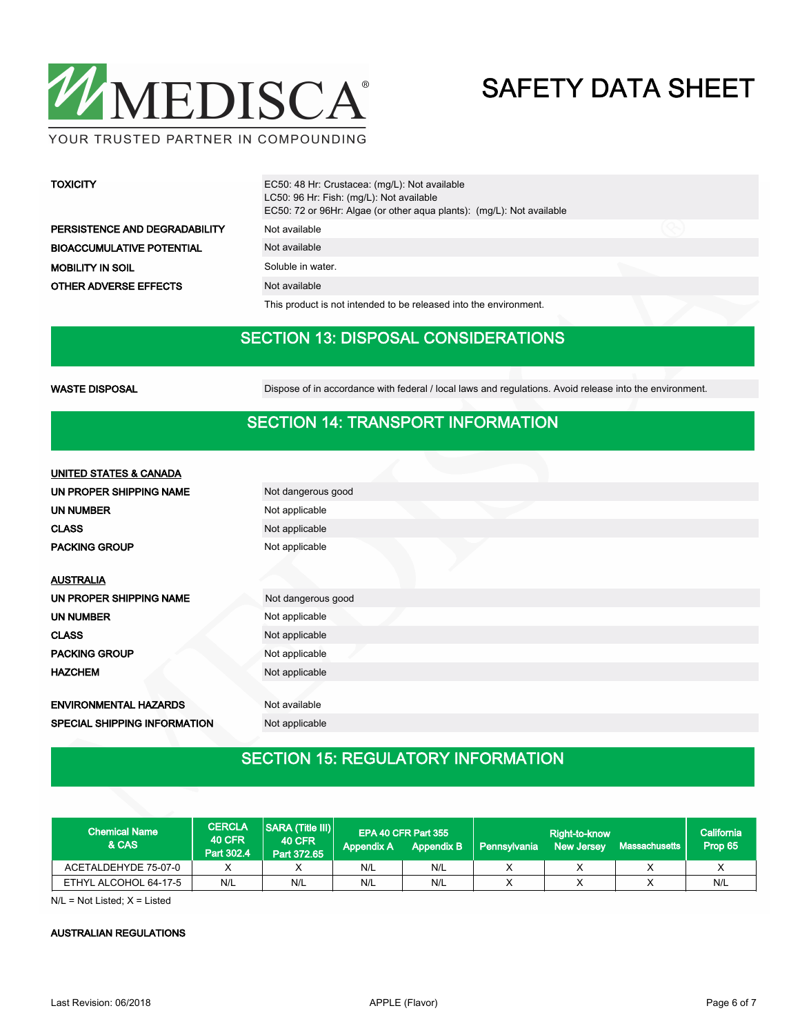| | |
|---|---|
| **TOXICITY** | EC50: 48 Hr: Crustacea: (mg/L): Not available<br>LC50: 96 Hr: Fish: (mg/L): Not available<br>EC50: 72 or 96Hr: Algae (or other aqua plants): (mg/L): Not available |
| **PERSISTENCE AND DEGRADABILITY** | Not available |
| **BIOACCUMULATIVE POTENTIAL** | Not available |
| **MOBILITY IN SOIL** | Soluble in water. |
| **OTHER ADVERSE EFFECTS** | Not available |
| | This product is not intended to be released into the environment. |

## SECTION 13: DISPOSAL CONSIDERATIONS

| | |
|---|---|
| **WASTE DISPOSAL** | Dispose of in accordance with federal / local laws and regulations. Avoid release into the environment. |

## SECTION 14: TRANSPORT INFORMATION

**UNITED STATES & CANADA**

| | |
|---|---|
| **UN PROPER SHIPPING NAME** | Not dangerous good |
| **UN NUMBER** | Not applicable |
| **CLASS** | Not applicable |
| **PACKING GROUP** | Not applicable |

**AUSTRALIA**

| | |
|---|---|
| **UN PROPER SHIPPING NAME** | Not dangerous good |
| **UN NUMBER** | Not applicable |
| **CLASS** | Not applicable |
| **PACKING GROUP** | Not applicable |
| **HAZCHEM** | Not applicable |

| | |
|---|---|
| **ENVIRONMENTAL HAZARDS** | Not available |
| **SPECIAL SHIPPING INFORMATION** | Not applicable |

## SECTION 15: REGULATORY INFORMATION

| Chemical Name & CAS | CERCLA 40 CFR Part 302.4 | SARA (Title III) 40 CFR Part 372.65 | EPA 40 CFR Part 355 | | Right-to-know | | | California Prop 65 |
|---|---|---|---|---|---|---|---|---|
| | | | Appendix A | Appendix B | Pennsylvania | New Jersey | Massachusetts | |
| ACETALDEHYDE 75-07-0 | X | X | N/L | N/L | X | X | X | X |
| ETHYL ALCOHOL 64-17-5 | N/L | N/L | N/L | N/L | X | X | X | N/L |

N/L = Not Listed; X = Listed

**AUSTRALIAN REGULATIONS**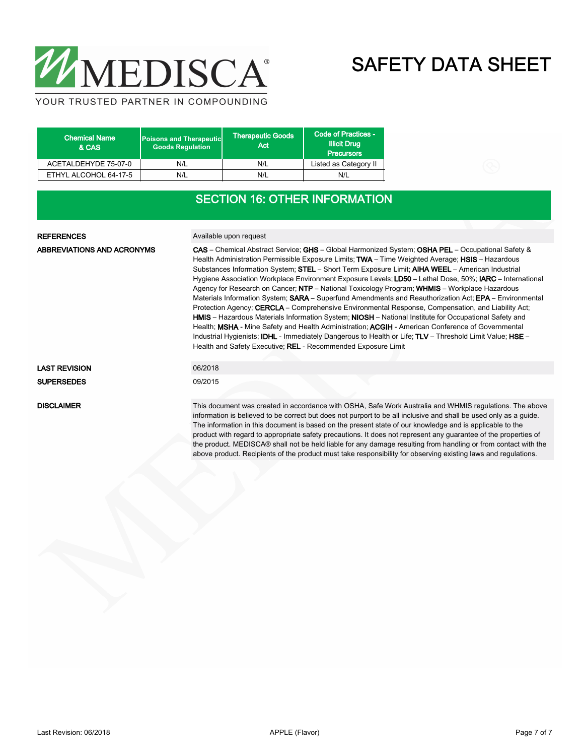| Chemical Name & CAS | Poisons and Therapeutic Goods Regulation | Therapeutic Goods Act | Code of Practices - Illicit Drug Precursors |
|---|---|---|---|
| ACETALDEHYDE 75-07-0 | N/L | N/L | Listed as Category II |
| ETHYL ALCOHOL 64-17-5 | N/L | N/L | N/L |

## SECTION 16: OTHER INFORMATION

**REFERENCES**

Available upon request

**ABBREVIATIONS AND ACRONYMS**

**CAS** – Chemical Abstract Service; **GHS** – Global Harmonized System; **OSHA PEL** – Occupational Safety & Health Administration Permissible Exposure Limits; **TWA** – Time Weighted Average; **HSIS** – Hazardous Substances Information System; **STEL** – Short Term Exposure Limit; **AIHA WEEL** – American Industrial Hygiene Association Workplace Environment Exposure Levels; **LD50** – Lethal Dose, 50%; **IARC** – International Agency for Research on Cancer; **NTP** – National Toxicology Program; **WHMIS** – Workplace Hazardous Materials Information System; **SARA** – Superfund Amendments and Reauthorization Act; **EPA** – Environmental Protection Agency; **CERCLA** – Comprehensive Environmental Response, Compensation, and Liability Act; **HMIS** – Hazardous Materials Information System; **NIOSH** – National Institute for Occupational Safety and Health; **MSHA** - Mine Safety and Health Administration; **ACGIH** - American Conference of Governmental Industrial Hygienists; **IDHL** - Immediately Dangerous to Health or Life; **TLV** – Threshold Limit Value; **HSE** – Health and Safety Executive; **REL** - Recommended Exposure Limit

**LAST REVISION**

06/2018

**SUPERSEDES**

09/2015

**DISCLAIMER**

This document was created in accordance with OSHA, Safe Work Australia and WHMIS regulations. The above information is believed to be correct but does not purport to be all inclusive and shall be used only as a guide. The information in this document is based on the present state of our knowledge and is applicable to the product with regard to appropriate safety precautions. It does not represent any guarantee of the properties of the product. MEDISCA® shall not be held liable for any damage resulting from handling or from contact with the above product. Recipients of the product must take responsibility for observing existing laws and regulations.